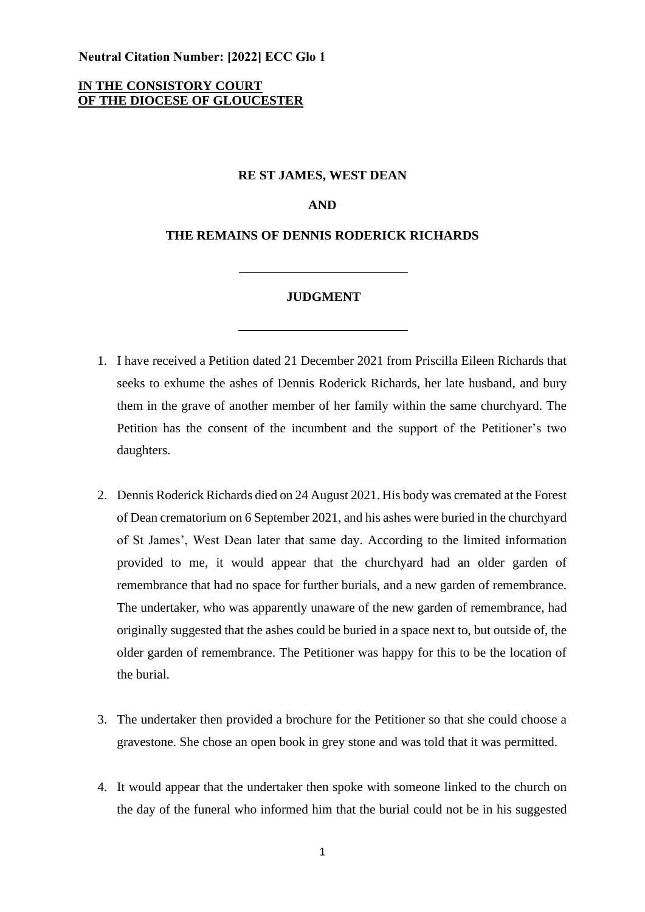**Neutral Citation Number: [2022] ECC Glo 1**

**IN THE CONSISTORY COURT OF THE DIOCESE OF GLOUCESTER**

**RE ST JAMES, WEST DEAN**

**AND**

**THE REMAINS OF DENNIS RODERICK RICHARDS**

---

**JUDGMENT**

---

1. I have received a Petition dated 21 December 2021 from Priscilla Eileen Richards that seeks to exhume the ashes of Dennis Roderick Richards, her late husband, and bury them in the grave of another member of her family within the same churchyard. The Petition has the consent of the incumbent and the support of the Petitioner's two daughters.

2. Dennis Roderick Richards died on 24 August 2021. His body was cremated at the Forest of Dean crematorium on 6 September 2021, and his ashes were buried in the churchyard of St James', West Dean later that same day. According to the limited information provided to me, it would appear that the churchyard had an older garden of remembrance that had no space for further burials, and a new garden of remembrance. The undertaker, who was apparently unaware of the new garden of remembrance, had originally suggested that the ashes could be buried in a space next to, but outside of, the older garden of remembrance. The Petitioner was happy for this to be the location of the burial.

3. The undertaker then provided a brochure for the Petitioner so that she could choose a gravestone. She chose an open book in grey stone and was told that it was permitted.

4. It would appear that the undertaker then spoke with someone linked to the church on the day of the funeral who informed him that the burial could not be in his suggested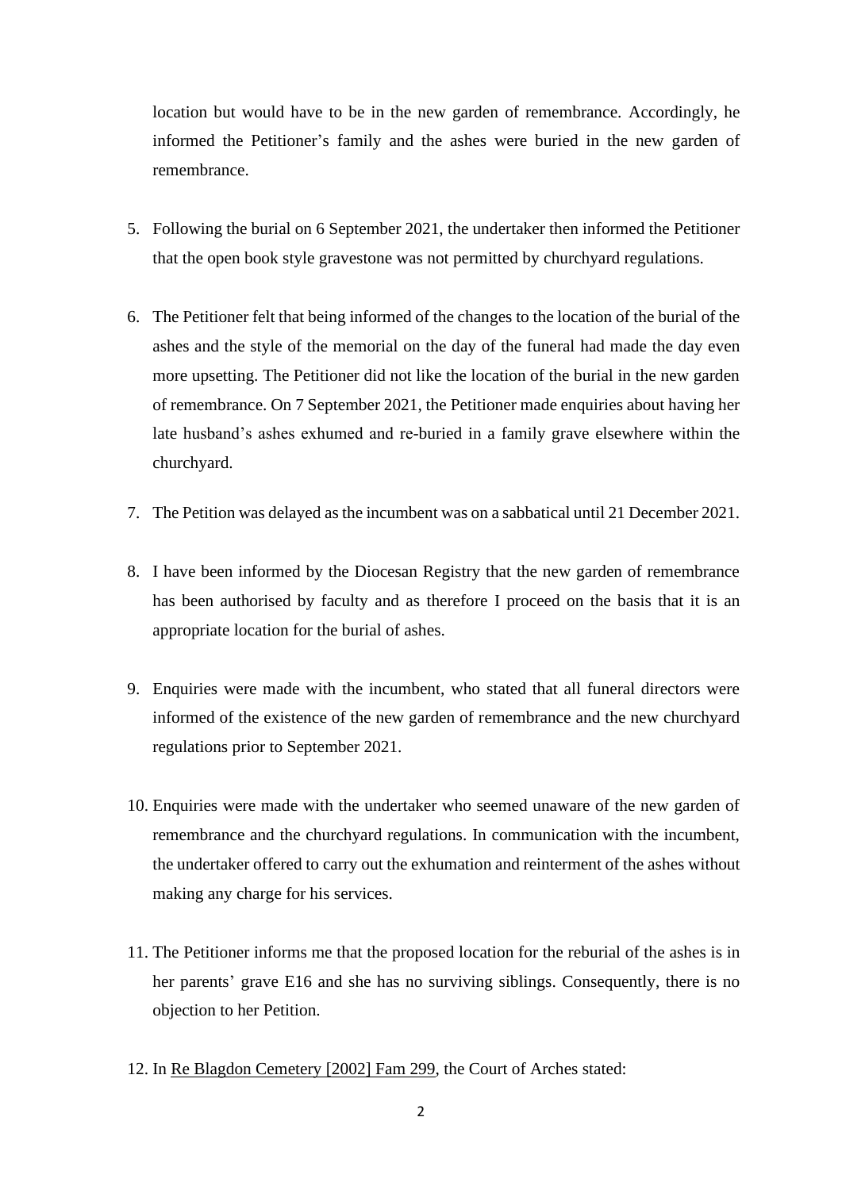location but would have to be in the new garden of remembrance. Accordingly, he informed the Petitioner's family and the ashes were buried in the new garden of remembrance.

5. Following the burial on 6 September 2021, the undertaker then informed the Petitioner that the open book style gravestone was not permitted by churchyard regulations.

6. The Petitioner felt that being informed of the changes to the location of the burial of the ashes and the style of the memorial on the day of the funeral had made the day even more upsetting. The Petitioner did not like the location of the burial in the new garden of remembrance. On 7 September 2021, the Petitioner made enquiries about having her late husband's ashes exhumed and re-buried in a family grave elsewhere within the churchyard.

7. The Petition was delayed as the incumbent was on a sabbatical until 21 December 2021.

8. I have been informed by the Diocesan Registry that the new garden of remembrance has been authorised by faculty and as therefore I proceed on the basis that it is an appropriate location for the burial of ashes.

9. Enquiries were made with the incumbent, who stated that all funeral directors were informed of the existence of the new garden of remembrance and the new churchyard regulations prior to September 2021.

10. Enquiries were made with the undertaker who seemed unaware of the new garden of remembrance and the churchyard regulations. In communication with the incumbent, the undertaker offered to carry out the exhumation and reinterment of the ashes without making any charge for his services.

11. The Petitioner informs me that the proposed location for the reburial of the ashes is in her parents' grave E16 and she has no surviving siblings. Consequently, there is no objection to her Petition.

12. In Re Blagdon Cemetery [2002] Fam 299, the Court of Arches stated: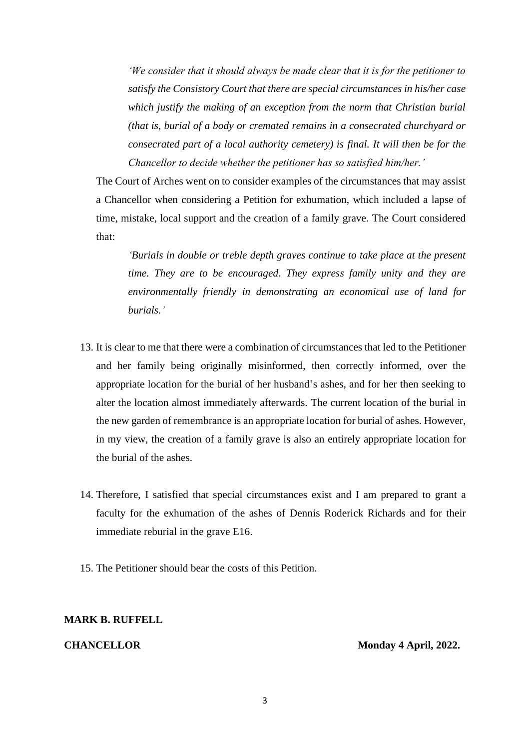> *'We consider that it should always be made clear that it is for the petitioner to satisfy the Consistory Court that there are special circumstances in his/her case which justify the making of an exception from the norm that Christian burial (that is, burial of a body or cremated remains in a consecrated churchyard or consecrated part of a local authority cemetery) is final. It will then be for the Chancellor to decide whether the petitioner has so satisfied him/her.'*

The Court of Arches went on to consider examples of the circumstances that may assist a Chancellor when considering a Petition for exhumation, which included a lapse of time, mistake, local support and the creation of a family grave. The Court considered that:

> *'Burials in double or treble depth graves continue to take place at the present time. They are to be encouraged. They express family unity and they are environmentally friendly in demonstrating an economical use of land for burials.'*

13. It is clear to me that there were a combination of circumstances that led to the Petitioner and her family being originally misinformed, then correctly informed, over the appropriate location for the burial of her husband's ashes, and for her then seeking to alter the location almost immediately afterwards. The current location of the burial in the new garden of remembrance is an appropriate location for burial of ashes. However, in my view, the creation of a family grave is also an entirely appropriate location for the burial of the ashes.

14. Therefore, I satisfied that special circumstances exist and I am prepared to grant a faculty for the exhumation of the ashes of Dennis Roderick Richards and for their immediate reburial in the grave E16.

15. The Petitioner should bear the costs of this Petition.

**MARK B. RUFFELL**

**CHANCELLOR** **Monday 4 April, 2022.**